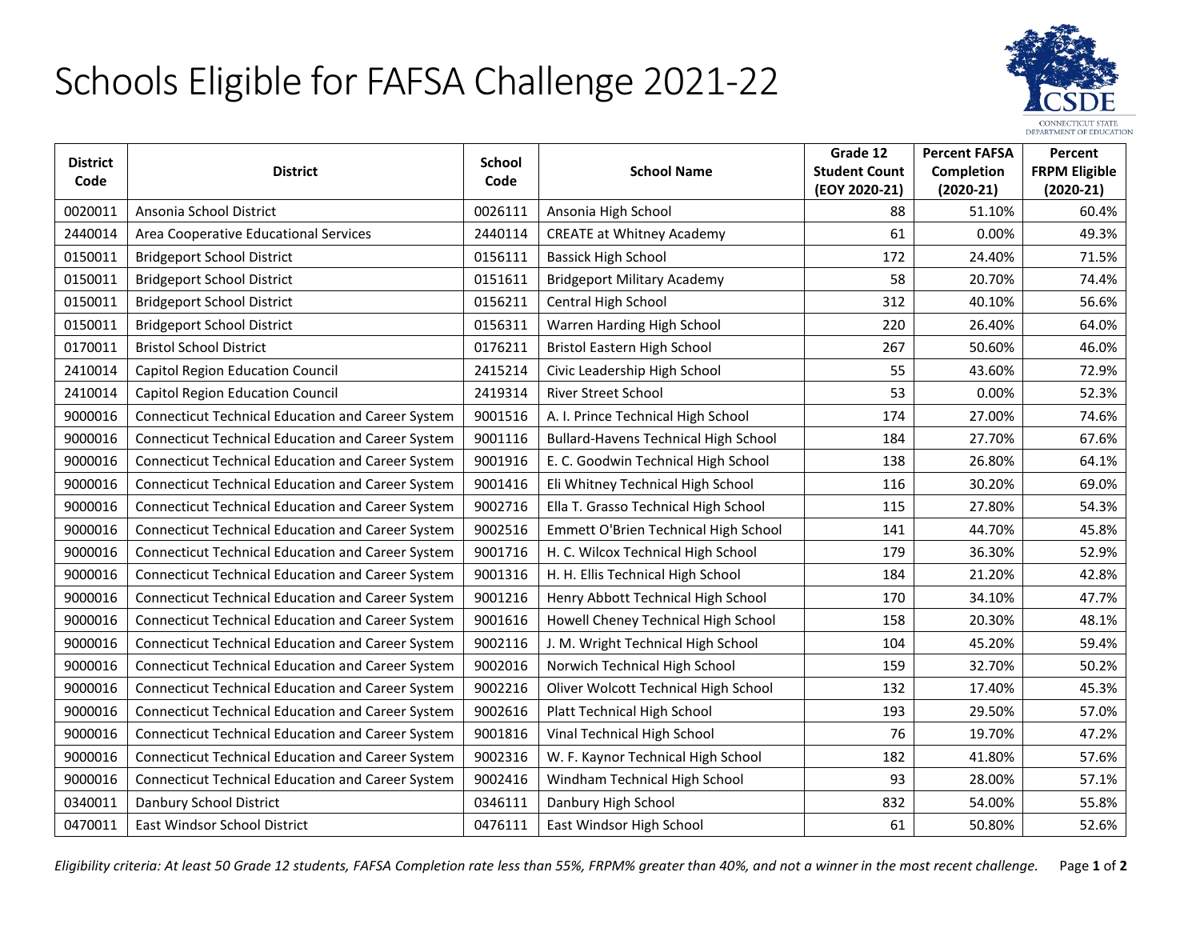# Schools Eligible for FAFSA Challenge 2021-22

| District Code | District | School Code | School Name | Grade 12 Student Count (EOY 2020-21) | Percent FAFSA Completion (2020-21) | Percent FRPM Eligible (2020-21) |
|---|---|---|---|---|---|---|
| 0020011 | Ansonia School District | 0026111 | Ansonia High School | 88 | 51.10% | 60.4% |
| 2440014 | Area Cooperative Educational Services | 2440114 | CREATE at Whitney Academy | 61 | 0.00% | 49.3% |
| 0150011 | Bridgeport School District | 0156111 | Bassick High School | 172 | 24.40% | 71.5% |
| 0150011 | Bridgeport School District | 0151611 | Bridgeport Military Academy | 58 | 20.70% | 74.4% |
| 0150011 | Bridgeport School District | 0156211 | Central High School | 312 | 40.10% | 56.6% |
| 0150011 | Bridgeport School District | 0156311 | Warren Harding High School | 220 | 26.40% | 64.0% |
| 0170011 | Bristol School District | 0176211 | Bristol Eastern High School | 267 | 50.60% | 46.0% |
| 2410014 | Capitol Region Education Council | 2415214 | Civic Leadership High School | 55 | 43.60% | 72.9% |
| 2410014 | Capitol Region Education Council | 2419314 | River Street School | 53 | 0.00% | 52.3% |
| 9000016 | Connecticut Technical Education and Career System | 9001516 | A. I. Prince Technical High School | 174 | 27.00% | 74.6% |
| 9000016 | Connecticut Technical Education and Career System | 9001116 | Bullard-Havens Technical High School | 184 | 27.70% | 67.6% |
| 9000016 | Connecticut Technical Education and Career System | 9001916 | E. C. Goodwin Technical High School | 138 | 26.80% | 64.1% |
| 9000016 | Connecticut Technical Education and Career System | 9001416 | Eli Whitney Technical High School | 116 | 30.20% | 69.0% |
| 9000016 | Connecticut Technical Education and Career System | 9002716 | Ella T. Grasso Technical High School | 115 | 27.80% | 54.3% |
| 9000016 | Connecticut Technical Education and Career System | 9002516 | Emmett O'Brien Technical High School | 141 | 44.70% | 45.8% |
| 9000016 | Connecticut Technical Education and Career System | 9001716 | H. C. Wilcox Technical High School | 179 | 36.30% | 52.9% |
| 9000016 | Connecticut Technical Education and Career System | 9001316 | H. H. Ellis Technical High School | 184 | 21.20% | 42.8% |
| 9000016 | Connecticut Technical Education and Career System | 9001216 | Henry Abbott Technical High School | 170 | 34.10% | 47.7% |
| 9000016 | Connecticut Technical Education and Career System | 9001616 | Howell Cheney Technical High School | 158 | 20.30% | 48.1% |
| 9000016 | Connecticut Technical Education and Career System | 9002116 | J. M. Wright Technical High School | 104 | 45.20% | 59.4% |
| 9000016 | Connecticut Technical Education and Career System | 9002016 | Norwich Technical High School | 159 | 32.70% | 50.2% |
| 9000016 | Connecticut Technical Education and Career System | 9002216 | Oliver Wolcott Technical High School | 132 | 17.40% | 45.3% |
| 9000016 | Connecticut Technical Education and Career System | 9002616 | Platt Technical High School | 193 | 29.50% | 57.0% |
| 9000016 | Connecticut Technical Education and Career System | 9001816 | Vinal Technical High School | 76 | 19.70% | 47.2% |
| 9000016 | Connecticut Technical Education and Career System | 9002316 | W. F. Kaynor Technical High School | 182 | 41.80% | 57.6% |
| 9000016 | Connecticut Technical Education and Career System | 9002416 | Windham Technical High School | 93 | 28.00% | 57.1% |
| 0340011 | Danbury School District | 0346111 | Danbury High School | 832 | 54.00% | 55.8% |
| 0470011 | East Windsor School District | 0476111 | East Windsor High School | 61 | 50.80% | 52.6% |

*Eligibility criteria: At least 50 Grade 12 students, FAFSA Completion rate less than 55%, FRPM% greater than 40%, and not a winner in the most recent challenge.*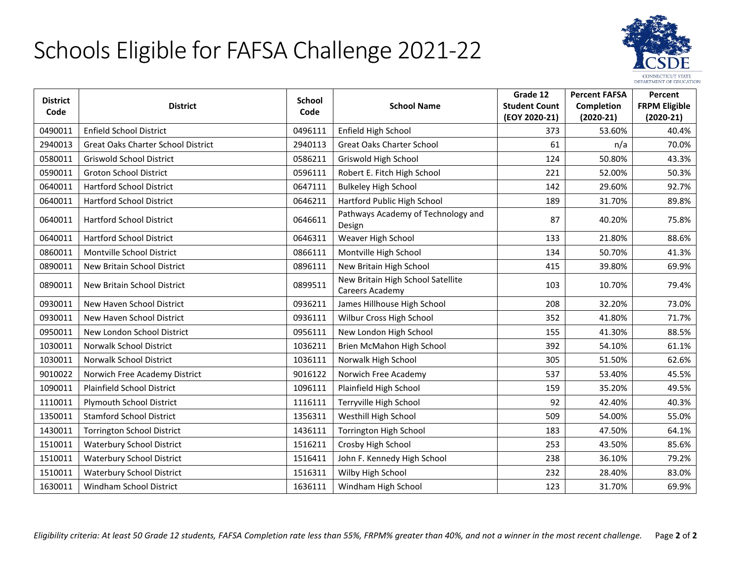# Schools Eligible for FAFSA Challenge 2021-22

| District Code | District | School Code | School Name | Grade 12 Student Count (EOY 2020-21) | Percent FAFSA Completion (2020-21) | Percent FRPM Eligible (2020-21) |
|---|---|---|---|---|---|---|
| 0490011 | Enfield School District | 0496111 | Enfield High School | 373 | 53.60% | 40.4% |
| 2940013 | Great Oaks Charter School District | 2940113 | Great Oaks Charter School | 61 | n/a | 70.0% |
| 0580011 | Griswold School District | 0586211 | Griswold High School | 124 | 50.80% | 43.3% |
| 0590011 | Groton School District | 0596111 | Robert E. Fitch High School | 221 | 52.00% | 50.3% |
| 0640011 | Hartford School District | 0647111 | Bulkeley High School | 142 | 29.60% | 92.7% |
| 0640011 | Hartford School District | 0646211 | Hartford Public High School | 189 | 31.70% | 89.8% |
| 0640011 | Hartford School District | 0646611 | Pathways Academy of Technology and Design | 87 | 40.20% | 75.8% |
| 0640011 | Hartford School District | 0646311 | Weaver High School | 133 | 21.80% | 88.6% |
| 0860011 | Montville School District | 0866111 | Montville High School | 134 | 50.70% | 41.3% |
| 0890011 | New Britain School District | 0896111 | New Britain High School | 415 | 39.80% | 69.9% |
| 0890011 | New Britain School District | 0899511 | New Britain High School Satellite Careers Academy | 103 | 10.70% | 79.4% |
| 0930011 | New Haven School District | 0936211 | James Hillhouse High School | 208 | 32.20% | 73.0% |
| 0930011 | New Haven School District | 0936111 | Wilbur Cross High School | 352 | 41.80% | 71.7% |
| 0950011 | New London School District | 0956111 | New London High School | 155 | 41.30% | 88.5% |
| 1030011 | Norwalk School District | 1036211 | Brien McMahon High School | 392 | 54.10% | 61.1% |
| 1030011 | Norwalk School District | 1036111 | Norwalk High School | 305 | 51.50% | 62.6% |
| 9010022 | Norwich Free Academy District | 9016122 | Norwich Free Academy | 537 | 53.40% | 45.5% |
| 1090011 | Plainfield School District | 1096111 | Plainfield High School | 159 | 35.20% | 49.5% |
| 1110011 | Plymouth School District | 1116111 | Terryville High School | 92 | 42.40% | 40.3% |
| 1350011 | Stamford School District | 1356311 | Westhill High School | 509 | 54.00% | 55.0% |
| 1430011 | Torrington School District | 1436111 | Torrington High School | 183 | 47.50% | 64.1% |
| 1510011 | Waterbury School District | 1516211 | Crosby High School | 253 | 43.50% | 85.6% |
| 1510011 | Waterbury School District | 1516411 | John F. Kennedy High School | 238 | 36.10% | 79.2% |
| 1510011 | Waterbury School District | 1516311 | Wilby High School | 232 | 28.40% | 83.0% |
| 1630011 | Windham School District | 1636111 | Windham High School | 123 | 31.70% | 69.9% |

*Eligibility criteria: At least 50 Grade 12 students, FAFSA Completion rate less than 55%, FRPM% greater than 40%, and not a winner in the most recent challenge.*